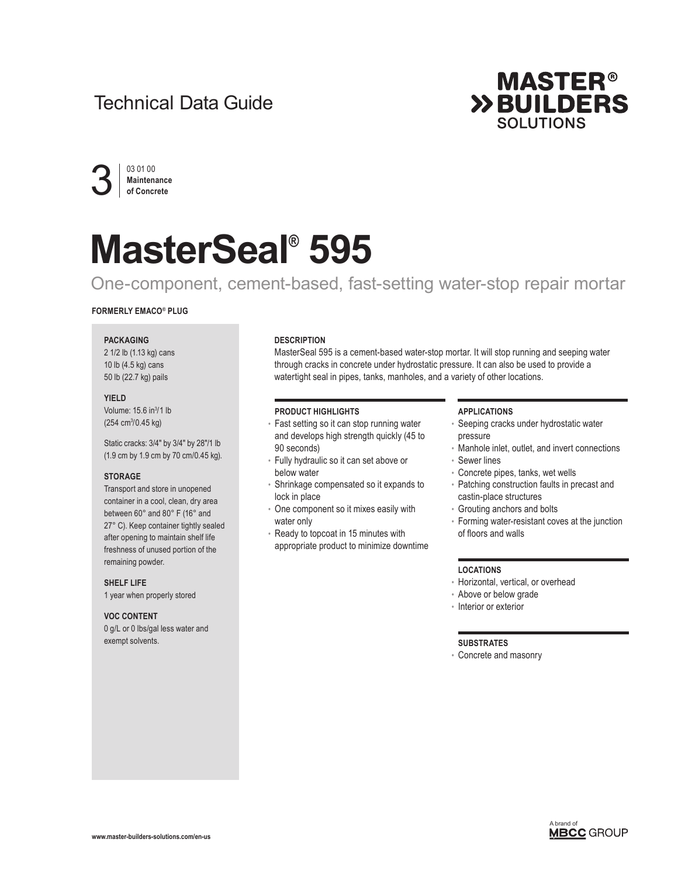Technical Data Guide

3 | 03 01 00 **Maintenance of Concrete**

# MasterSeal® 595

## One-component, cement-based, fast-setting water-stop repair mortar

**FORMERLY EMACO® PLUG**

**PACKAGING**

2 1/2 lb (1.13 kg) cans
10 lb (4.5 kg) cans
50 lb (22.7 kg) pails

**YIELD**

Volume: 15.6 $in^3$/1 lb
(254 $cm^3$/0.45 kg)

Static cracks: 3/4" by 3/4" by 28"/1 lb
(1.9 cm by 1.9 cm by 70 cm/0.45 kg).

**STORAGE**

Transport and store in unopened container in a cool, clean, dry area between 60° and 80° F (16° and 27° C). Keep container tightly sealed after opening to maintain shelf life freshness of unused portion of the remaining powder.

**SHELF LIFE**

1 year when properly stored

**VOC CONTENT**

0 g/L or 0 lbs/gal less water and exempt solvents.

**DESCRIPTION**

MasterSeal 595 is a cement-based water-stop mortar. It will stop running and seeping water through cracks in concrete under hydrostatic pressure. It can also be used to provide a watertight seal in pipes, tanks, manholes, and a variety of other locations.

**PRODUCT HIGHLIGHTS**

- Fast setting so it can stop running water and develops high strength quickly (45 to 90 seconds)
- Fully hydraulic so it can set above or below water
- Shrinkage compensated so it expands to lock in place
- One component so it mixes easily with water only
- Ready to topcoat in 15 minutes with appropriate product to minimize downtime

**APPLICATIONS**

- Seeping cracks under hydrostatic water pressure
- Manhole inlet, outlet, and invert connections
- Sewer lines
- Concrete pipes, tanks, wet wells
- Patching construction faults in precast and castin-place structures
- Grouting anchors and bolts
- Forming water-resistant coves at the junction of floors and walls

**LOCATIONS**

- Horizontal, vertical, or overhead
- Above or below grade
- Interior or exterior

**SUBSTRATES**

- Concrete and masonry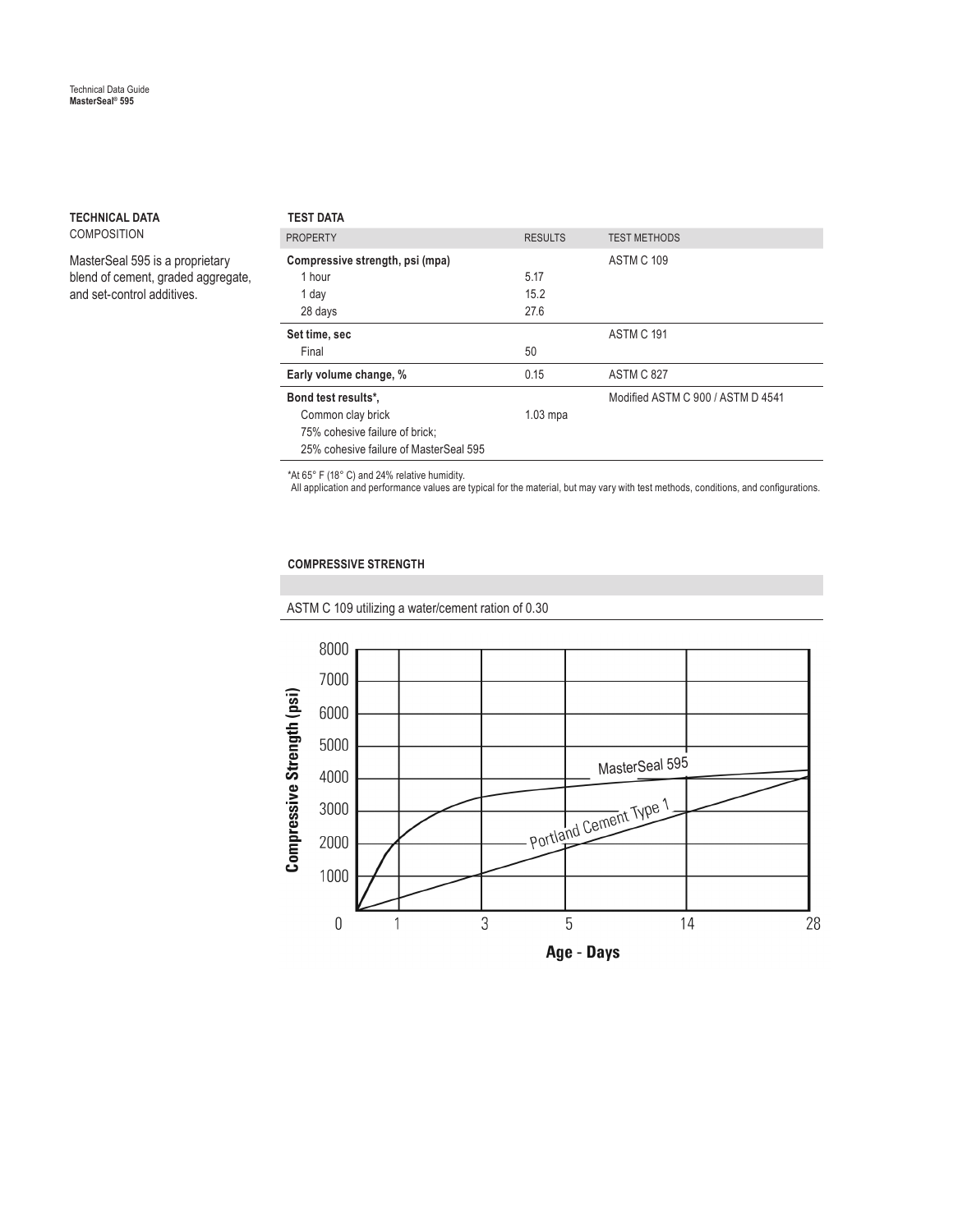## TECHNICAL DATA

COMPOSITION

MasterSeal 595 is a proprietary blend of cement, graded aggregate, and set-control additives.

### TEST DATA

| PROPERTY | RESULTS | TEST METHODS |
|---|---|---|
| **Compressive strength, psi (mpa)** | | ASTM C 109 |
| 1 hour | 5.17 | |
| 1 day | 15.2 | |
| 28 days | 27.6 | |
| **Set time, sec** | | ASTM C 191 |
| Final | 50 | |
| **Early volume change, %** | 0.15 | ASTM C 827 |
| **Bond test results*,** | | Modified ASTM C 900 / ASTM D 4541 |
| Common clay brick | 1.03 mpa | |
| 75% cohesive failure of brick; | | |
| 25% cohesive failure of MasterSeal 595 | | |

*At 65° F (18° C) and 24% relative humidity.
All application and performance values are typical for the material, but may vary with test methods, conditions, and configurations.

### COMPRESSIVE STRENGTH

ASTM C 109 utilizing a water/cement ration of 0.30

Compressive Strength (psi): 0, 1000, 2000, 3000, 4000, 5000, 6000, 7000, 8000

Age - Days: 0, 1, 3, 5, 14, 28

MasterSeal 595

Portland Cement Type 1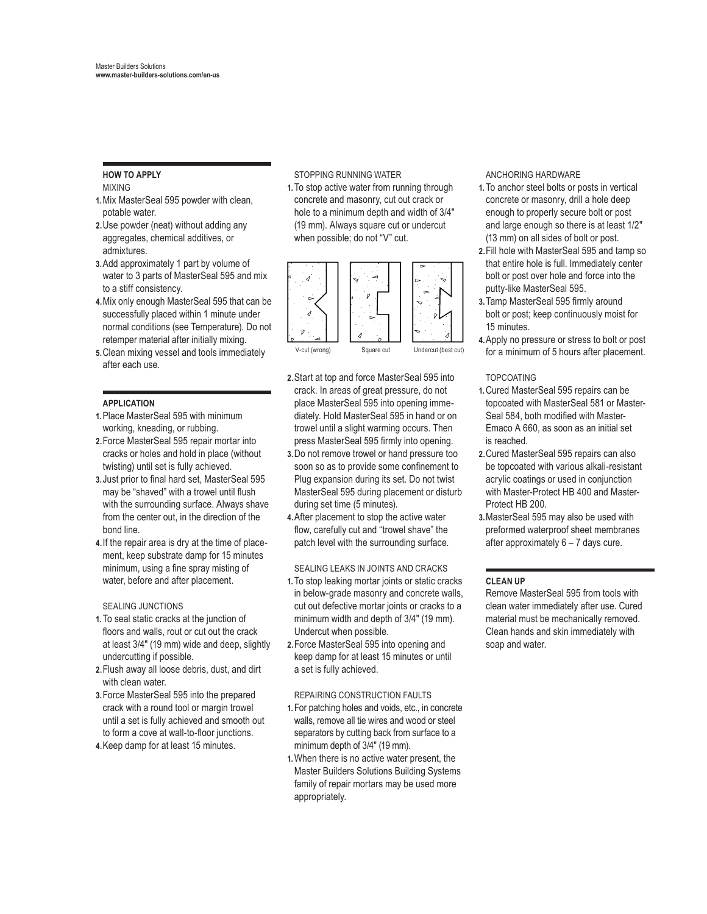## HOW TO APPLY

### MIXING

1. Mix MasterSeal 595 powder with clean, potable water.
2. Use powder (neat) without adding any aggregates, chemical additives, or admixtures.
3. Add approximately 1 part by volume of water to 3 parts of MasterSeal 595 and mix to a stiff consistency.
4. Mix only enough MasterSeal 595 that can be successfully placed within 1 minute under normal conditions (see Temperature). Do not retemper material after initially mixing.
5. Clean mixing vessel and tools immediately after each use.

## APPLICATION

1. Place MasterSeal 595 with minimum working, kneading, or rubbing.
2. Force MasterSeal 595 repair mortar into cracks or holes and hold in place (without twisting) until set is fully achieved.
3. Just prior to final hard set, MasterSeal 595 may be "shaved" with a trowel until flush with the surrounding surface. Always shave from the center out, in the direction of the bond line.
4. If the repair area is dry at the time of placement, keep substrate damp for 15 minutes minimum, using a fine spray misting of water, before and after placement.

### SEALING JUNCTIONS

1. To seal static cracks at the junction of floors and walls, rout or cut out the crack at least 3/4" (19 mm) wide and deep, slightly undercutting if possible.
2. Flush away all loose debris, dust, and dirt with clean water.
3. Force MasterSeal 595 into the prepared crack with a round tool or margin trowel until a set is fully achieved and smooth out to form a cove at wall-to-floor junctions.
4. Keep damp for at least 15 minutes.

### STOPPING RUNNING WATER

1. To stop active water from running through concrete and masonry, cut out crack or hole to a minimum depth and width of 3/4" (19 mm). Always square cut or undercut when possible; do not "V" cut.

V-cut (wrong) Square cut Undercut (best cut)

2. Start at top and force MasterSeal 595 into crack. In areas of great pressure, do not place MasterSeal 595 into opening immediately. Hold MasterSeal 595 in hand or on trowel until a slight warming occurs. Then press MasterSeal 595 firmly into opening.
3. Do not remove trowel or hand pressure too soon so as to provide some confinement to Plug expansion during its set. Do not twist MasterSeal 595 during placement or disturb during set time (5 minutes).
4. After placement to stop the active water flow, carefully cut and "trowel shave" the patch level with the surrounding surface.

### SEALING LEAKS IN JOINTS AND CRACKS

1. To stop leaking mortar joints or static cracks in below-grade masonry and concrete walls, cut out defective mortar joints or cracks to a minimum width and depth of 3/4" (19 mm). Undercut when possible.
2. Force MasterSeal 595 into opening and keep damp for at least 15 minutes or until a set is fully achieved.

### REPAIRING CONSTRUCTION FAULTS

1. For patching holes and voids, etc., in concrete walls, remove all tie wires and wood or steel separators by cutting back from surface to a minimum depth of 3/4" (19 mm).
1. When there is no active water present, the Master Builders Solutions Building Systems family of repair mortars may be used more appropriately.

### ANCHORING HARDWARE

1. To anchor steel bolts or posts in vertical concrete or masonry, drill a hole deep enough to properly secure bolt or post and large enough so there is at least 1/2" (13 mm) on all sides of bolt or post.
2. Fill hole with MasterSeal 595 and tamp so that entire hole is full. Immediately center bolt or post over hole and force into the putty-like MasterSeal 595.
3. Tamp MasterSeal 595 firmly around bolt or post; keep continuously moist for 15 minutes.
4. Apply no pressure or stress to bolt or post for a minimum of 5 hours after placement.

### TOPCOATING

1. Cured MasterSeal 595 repairs can be topcoated with MasterSeal 581 or MasterSeal 584, both modified with MasterEmaco A 660, as soon as an initial set is reached.
2. Cured MasterSeal 595 repairs can also be topcoated with various alkali-resistant acrylic coatings or used in conjunction with MasterProtect HB 400 and MasterProtect HB 200.
3. MasterSeal 595 may also be used with preformed waterproof sheet membranes after approximately 6 – 7 days cure.

## CLEAN UP

Remove MasterSeal 595 from tools with clean water immediately after use. Cured material must be mechanically removed. Clean hands and skin immediately with soap and water.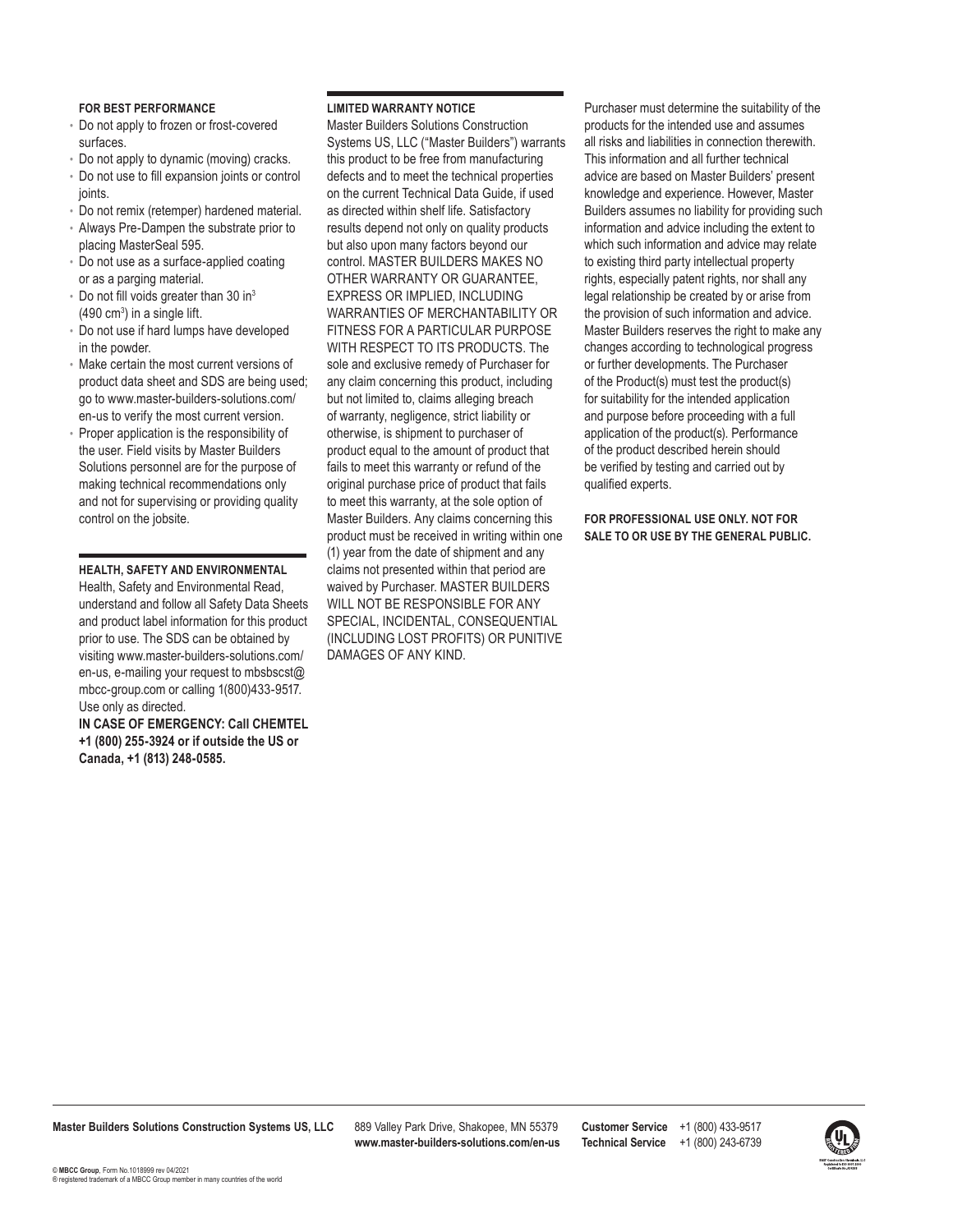## FOR BEST PERFORMANCE

- Do not apply to frozen or frost-covered surfaces.
- Do not apply to dynamic (moving) cracks.
- Do not use to fill expansion joints or control joints.
- Do not remix (retemper) hardened material.
- Always Pre-Dampen the substrate prior to placing MasterSeal 595.
- Do not use as a surface-applied coating or as a parging material.
- Do not fill voids greater than 30 $in^3$ (490 $cm^3$) in a single lift.
- Do not use if hard lumps have developed in the powder.
- Make certain the most current versions of product data sheet and SDS are being used; go to www.master-builders-solutions.com/en-us to verify the most current version.
- Proper application is the responsibility of the user. Field visits by Master Builders Solutions personnel are for the purpose of making technical recommendations only and not for supervising or providing quality control on the jobsite.

## HEALTH, SAFETY AND ENVIRONMENTAL

Health, Safety and Environmental Read, understand and follow all Safety Data Sheets and product label information for this product prior to use. The SDS can be obtained by visiting www.master-builders-solutions.com/en-us, e-mailing your request to mbsbscst@mbcc-group.com or calling 1(800)433-9517. Use only as directed.

**IN CASE OF EMERGENCY: Call CHEMTEL +1 (800) 255-3924 or if outside the US or Canada, +1 (813) 248-0585.**

## LIMITED WARRANTY NOTICE

Master Builders Solutions Construction Systems US, LLC ("Master Builders") warrants this product to be free from manufacturing defects and to meet the technical properties on the current Technical Data Guide, if used as directed within shelf life. Satisfactory results depend not only on quality products but also upon many factors beyond our control. MASTER BUILDERS MAKES NO OTHER WARRANTY OR GUARANTEE, EXPRESS OR IMPLIED, INCLUDING WARRANTIES OF MERCHANTABILITY OR FITNESS FOR A PARTICULAR PURPOSE WITH RESPECT TO ITS PRODUCTS. The sole and exclusive remedy of Purchaser for any claim concerning this product, including but not limited to, claims alleging breach of warranty, negligence, strict liability or otherwise, is shipment to purchaser of product equal to the amount of product that fails to meet this warranty or refund of the original purchase price of product that fails to meet this warranty, at the sole option of Master Builders. Any claims concerning this product must be received in writing within one (1) year from the date of shipment and any claims not presented within that period are waived by Purchaser. MASTER BUILDERS WILL NOT BE RESPONSIBLE FOR ANY SPECIAL, INCIDENTAL, CONSEQUENTIAL (INCLUDING LOST PROFITS) OR PUNITIVE DAMAGES OF ANY KIND.

Purchaser must determine the suitability of the products for the intended use and assumes all risks and liabilities in connection therewith. This information and all further technical advice are based on Master Builders' present knowledge and experience. However, Master Builders assumes no liability for providing such information and advice including the extent to which such information and advice may relate to existing third party intellectual property rights, especially patent rights, nor shall any legal relationship be created by or arise from the provision of such information and advice. Master Builders reserves the right to make any changes according to technological progress or further developments. The Purchaser of the Product(s) must test the product(s) for suitability for the intended application and purpose before proceeding with a full application of the product(s). Performance of the product described herein should be verified by testing and carried out by qualified experts.

**FOR PROFESSIONAL USE ONLY. NOT FOR SALE TO OR USE BY THE GENERAL PUBLIC.**

**Master Builders Solutions Construction Systems US, LLC** 889 Valley Park Drive, Shakopee, MN 55379 **www.master-builders-solutions.com/en-us**

**Customer Service** +1 (800) 433-9517
**Technical Service** +1 (800) 243-6739

© **MBCC Group**, Form No.1018999 rev 04/2021
® registered trademark of a MBCC Group member in many countries of the world